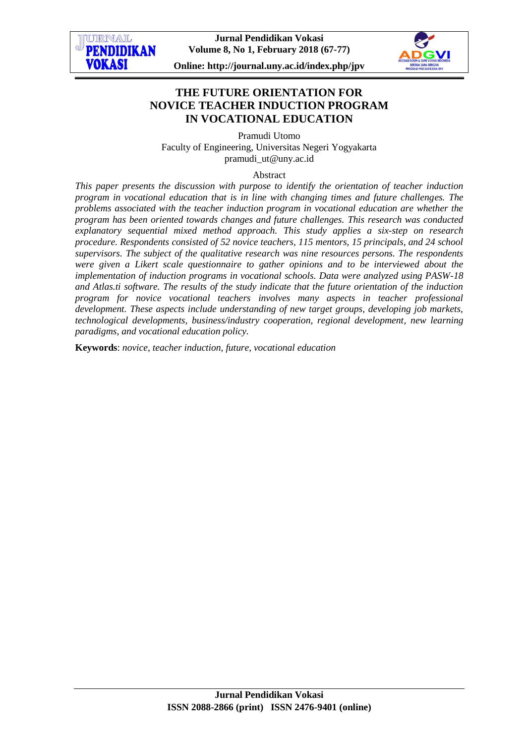# THE FUTURE ORIENTATION FOR NOVICE TEACHER INDUCTION PROGRAM IN VOCATIONAL EDUCATION

Pramudi Utomo
Faculty of Engineering, Universitas Negeri Yogyakarta
pramudi_ut@uny.ac.id

Abstract

*This paper presents the discussion with purpose to identify the orientation of teacher induction program in vocational education that is in line with changing times and future challenges. The problems associated with the teacher induction program in vocational education are whether the program has been oriented towards changes and future challenges. This research was conducted explanatory sequential mixed method approach. This study applies a six-step on research procedure. Respondents consisted of 52 novice teachers, 115 mentors, 15 principals, and 24 school supervisors. The subject of the qualitative research was nine resources persons. The respondents were given a Likert scale questionnaire to gather opinions and to be interviewed about the implementation of induction programs in vocational schools. Data were analyzed using PASW-18 and Atlas.ti software. The results of the study indicate that the future orientation of the induction program for novice vocational teachers involves many aspects in teacher professional development. These aspects include understanding of new target groups, developing job markets, technological developments, business/industry cooperation, regional development, new learning paradigms, and vocational education policy.*

**Keywords**: *novice, teacher induction, future, vocational education*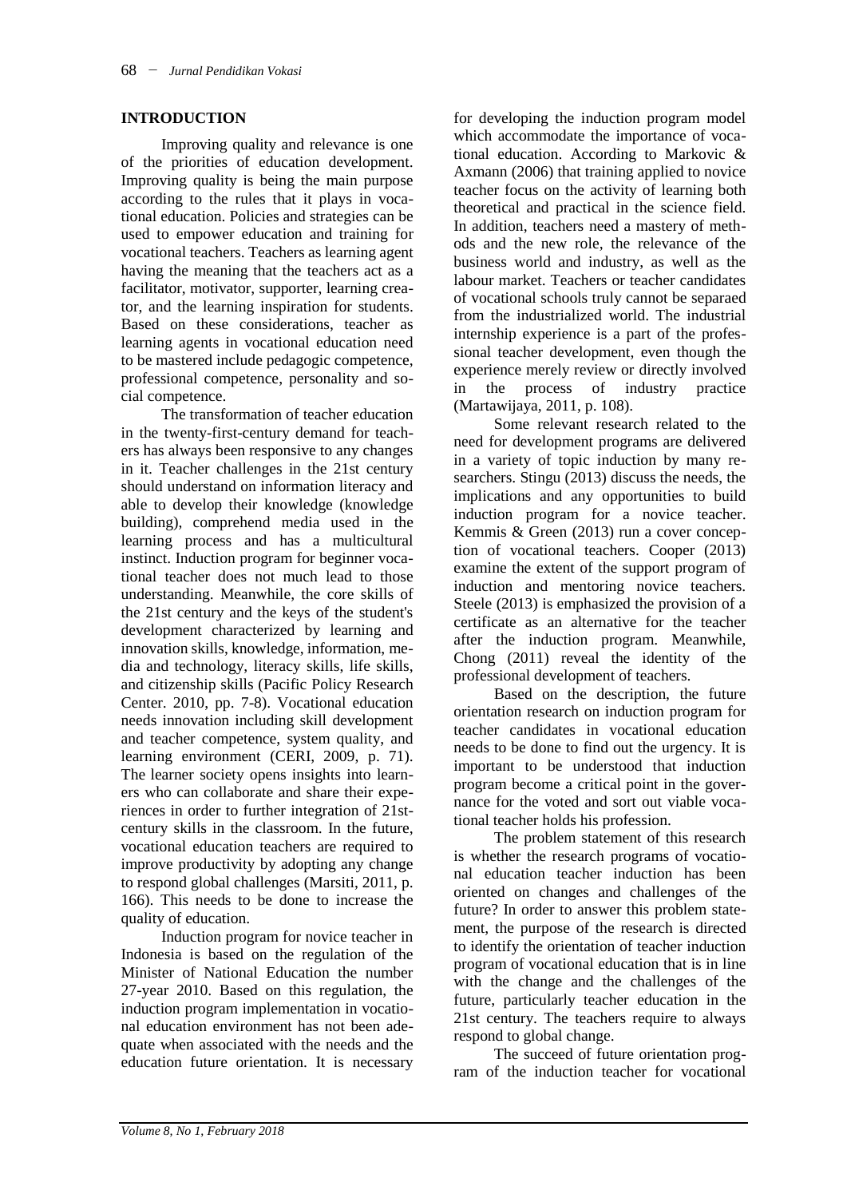## INTRODUCTION

Improving quality and relevance is one of the priorities of education development. Improving quality is being the main purpose according to the rules that it plays in vocational education. Policies and strategies can be used to empower education and training for vocational teachers. Teachers as learning agent having the meaning that the teachers act as a facilitator, motivator, supporter, learning creator, and the learning inspiration for students. Based on these considerations, teacher as learning agents in vocational education need to be mastered include pedagogic competence, professional competence, personality and social competence.

The transformation of teacher education in the twenty-first-century demand for teachers has always been responsive to any changes in it. Teacher challenges in the 21st century should understand on information literacy and able to develop their knowledge (knowledge building), comprehend media used in the learning process and has a multicultural instinct. Induction program for beginner vocational teacher does not much lead to those understanding. Meanwhile, the core skills of the 21st century and the keys of the student's development characterized by learning and innovation skills, knowledge, information, media and technology, literacy skills, life skills, and citizenship skills (Pacific Policy Research Center. 2010, pp. 7-8). Vocational education needs innovation including skill development and teacher competence, system quality, and learning environment (CERI, 2009, p. 71). The learner society opens insights into learners who can collaborate and share their experiences in order to further integration of 21st-century skills in the classroom. In the future, vocational education teachers are required to improve productivity by adopting any change to respond global challenges (Marsiti, 2011, p. 166). This needs to be done to increase the quality of education.

Induction program for novice teacher in Indonesia is based on the regulation of the Minister of National Education the number 27-year 2010. Based on this regulation, the induction program implementation in vocational education environment has not been adequate when associated with the needs and the education future orientation. It is necessary for developing the induction program model which accommodate the importance of vocational education. According to Markovic & Axmann (2006) that training applied to novice teacher focus on the activity of learning both theoretical and practical in the science field. In addition, teachers need a mastery of methods and the new role, the relevance of the business world and industry, as well as the labour market. Teachers or teacher candidates of vocational schools truly cannot be separaed from the industrialized world. The industrial internship experience is a part of the professional teacher development, even though the experience merely review or directly involved in the process of industry practice (Martawijaya, 2011, p. 108).

Some relevant research related to the need for development programs are delivered in a variety of topic induction by many researchers. Stingu (2013) discuss the needs, the implications and any opportunities to build induction program for a novice teacher. Kemmis & Green (2013) run a cover conception of vocational teachers. Cooper (2013) examine the extent of the support program of induction and mentoring novice teachers. Steele (2013) is emphasized the provision of a certificate as an alternative for the teacher after the induction program. Meanwhile, Chong (2011) reveal the identity of the professional development of teachers.

Based on the description, the future orientation research on induction program for teacher candidates in vocational education needs to be done to find out the urgency. It is important to be understood that induction program become a critical point in the governance for the voted and sort out viable vocational teacher holds his profession.

The problem statement of this research is whether the research programs of vocational education teacher induction has been oriented on changes and challenges of the future? In order to answer this problem statement, the purpose of the research is directed to identify the orientation of teacher induction program of vocational education that is in line with the change and the challenges of the future, particularly teacher education in the 21st century. The teachers require to always respond to global change.

The succeed of future orientation program of the induction teacher for vocational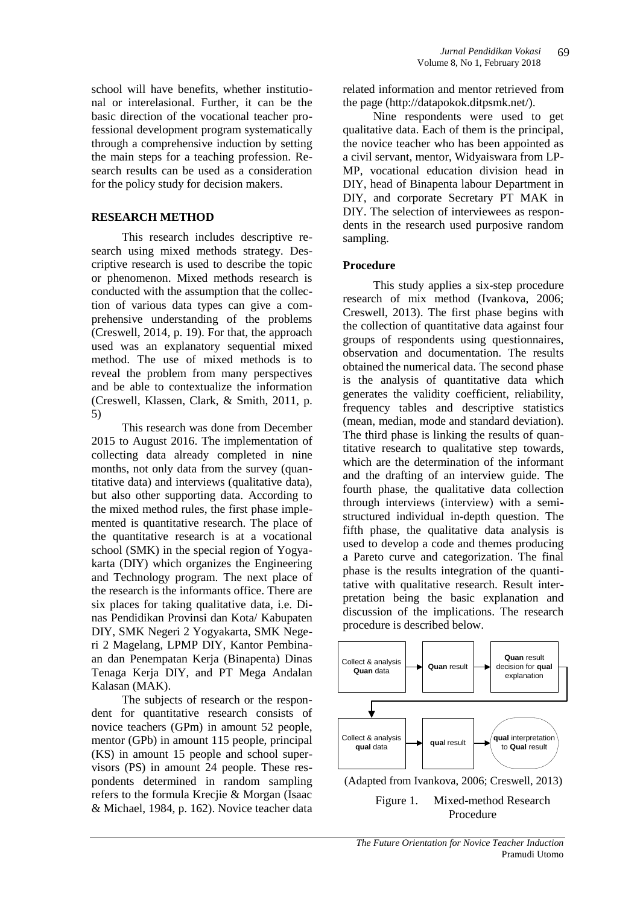school will have benefits, whether institutional or interelasional. Further, it can be the basic direction of the vocational teacher professional development program systematically through a comprehensive induction by setting the main steps for a teaching profession. Research results can be used as a consideration for the policy study for decision makers.

## RESEARCH METHOD

This research includes descriptive research using mixed methods strategy. Descriptive research is used to describe the topic or phenomenon. Mixed methods research is conducted with the assumption that the collection of various data types can give a comprehensive understanding of the problems (Creswell, 2014, p. 19). For that, the approach used was an explanatory sequential mixed method. The use of mixed methods is to reveal the problem from many perspectives and be able to contextualize the information (Creswell, Klassen, Clark, & Smith, 2011, p. 5)

This research was done from December 2015 to August 2016. The implementation of collecting data already completed in nine months, not only data from the survey (quantitative data) and interviews (qualitative data), but also other supporting data. According to the mixed method rules, the first phase implemented is quantitative research. The place of the quantitative research is at a vocational school (SMK) in the special region of Yogyakarta (DIY) which organizes the Engineering and Technology program. The next place of the research is the informants office. There are six places for taking qualitative data, i.e. Dinas Pendidikan Provinsi dan Kota/ Kabupaten DIY, SMK Negeri 2 Yogyakarta, SMK Negeri 2 Magelang, LPMP DIY, Kantor Pembinaan dan Penempatan Kerja (Binapenta) Dinas Tenaga Kerja DIY, and PT Mega Andalan Kalasan (MAK).

The subjects of research or the respondent for quantitative research consists of novice teachers (GPm) in amount 52 people, mentor (GPb) in amount 115 people, principal (KS) in amount 15 people and school supervisors (PS) in amount 24 people. These respondents determined in random sampling refers to the formula Krecjie & Morgan (Isaac & Michael, 1984, p. 162). Novice teacher data related information and mentor retrieved from the page (http://datapokok.ditpsmk.net/).

Nine respondents were used to get qualitative data. Each of them is the principal, the novice teacher who has been appointed as a civil servant, mentor, Widyaiswara from LPMP, vocational education division head in DIY, head of Binapenta labour Department in DIY, and corporate Secretary PT MAK in DIY. The selection of interviewees as respondents in the research used purposive random sampling.

### Procedure

This study applies a six-step procedure research of mix method (Ivankova, 2006; Creswell, 2013). The first phase begins with the collection of quantitative data against four groups of respondents using questionnaires, observation and documentation. The results obtained the numerical data. The second phase is the analysis of quantitative data which generates the validity coefficient, reliability, frequency tables and descriptive statistics (mean, median, mode and standard deviation). The third phase is linking the results of quantitative research to qualitative step towards, which are the determination of the informant and the drafting of an interview guide. The fourth phase, the qualitative data collection through interviews (interview) with a semi-structured individual in-depth question. The fifth phase, the qualitative data analysis is used to develop a code and themes producing a Pareto curve and categorization. The final phase is the results integration of the quantitative with qualitative research. Result interpretation being the basic explanation and discussion of the implications. The research procedure is described below.

Collect & analysis **Quan** data → **Quan** result → **Quan** result decision for **qual** explanation

Collect & analysis **qual** data → **qual** result → **qual** interpretation to **Qual** result

(Adapted from Ivankova, 2006; Creswell, 2013)

Figure 1. Mixed-method Research Procedure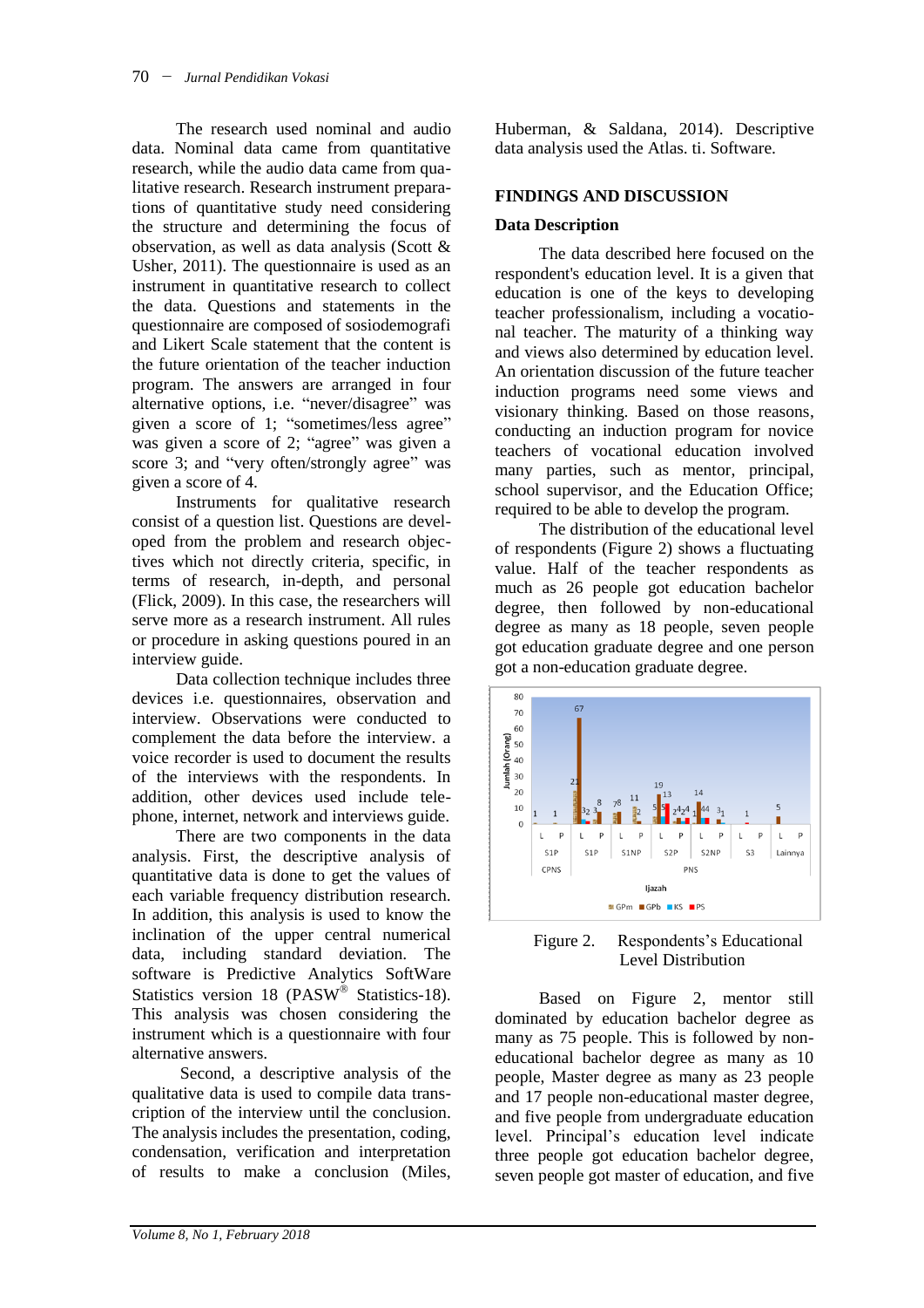The research used nominal and audio data. Nominal data came from quantitative research, while the audio data came from qualitative research. Research instrument preparations of quantitative study need considering the structure and determining the focus of observation, as well as data analysis (Scott & Usher, 2011). The questionnaire is used as an instrument in quantitative research to collect the data. Questions and statements in the questionnaire are composed of sosiodemografi and Likert Scale statement that the content is the future orientation of the teacher induction program. The answers are arranged in four alternative options, i.e. "never/disagree" was given a score of 1; "sometimes/less agree" was given a score of 2; "agree" was given a score 3; and "very often/strongly agree" was given a score of 4.

Instruments for qualitative research consist of a question list. Questions are developed from the problem and research objectives which not directly criteria, specific, in terms of research, in-depth, and personal (Flick, 2009). In this case, the researchers will serve more as a research instrument. All rules or procedure in asking questions poured in an interview guide.

Data collection technique includes three devices i.e. questionnaires, observation and interview. Observations were conducted to complement the data before the interview. a voice recorder is used to document the results of the interviews with the respondents. In addition, other devices used include telephone, internet, network and interviews guide.

There are two components in the data analysis. First, the descriptive analysis of quantitative data is done to get the values of each variable frequency distribution research. In addition, this analysis is used to know the inclination of the upper central numerical data, including standard deviation. The software is Predictive Analytics SoftWare Statistics version 18 (PASW® Statistics-18). This analysis was chosen considering the instrument which is a questionnaire with four alternative answers.

Second, a descriptive analysis of the qualitative data is used to compile data transcription of the interview until the conclusion. The analysis includes the presentation, coding, condensation, verification and interpretation of results to make a conclusion (Miles, Huberman, & Saldana, 2014). Descriptive data analysis used the Atlas. ti. Software.

## FINDINGS AND DISCUSSION

### Data Description

The data described here focused on the respondent's education level. It is a given that education is one of the keys to developing teacher professionalism, including a vocational teacher. The maturity of a thinking way and views also determined by education level. An orientation discussion of the future teacher induction programs need some views and visionary thinking. Based on those reasons, conducting an induction program for novice teachers of vocational education involved many parties, such as mentor, principal, school supervisor, and the Education Office; required to be able to develop the program.

The distribution of the educational level of respondents (Figure 2) shows a fluctuating value. Half of the teacher respondents as much as 26 people got education bachelor degree, then followed by non-educational degree as many as 18 people, seven people got education graduate degree and one person got a non-education graduate degree.

Figure 2. Respondents's Educational Level Distribution

Based on Figure 2, mentor still dominated by education bachelor degree as many as 75 people. This is followed by non-educational bachelor degree as many as 10 people, Master degree as many as 23 people and 17 people non-educational master degree, and five people from undergraduate education level. Principal's education level indicate three people got education bachelor degree, seven people got master of education, and five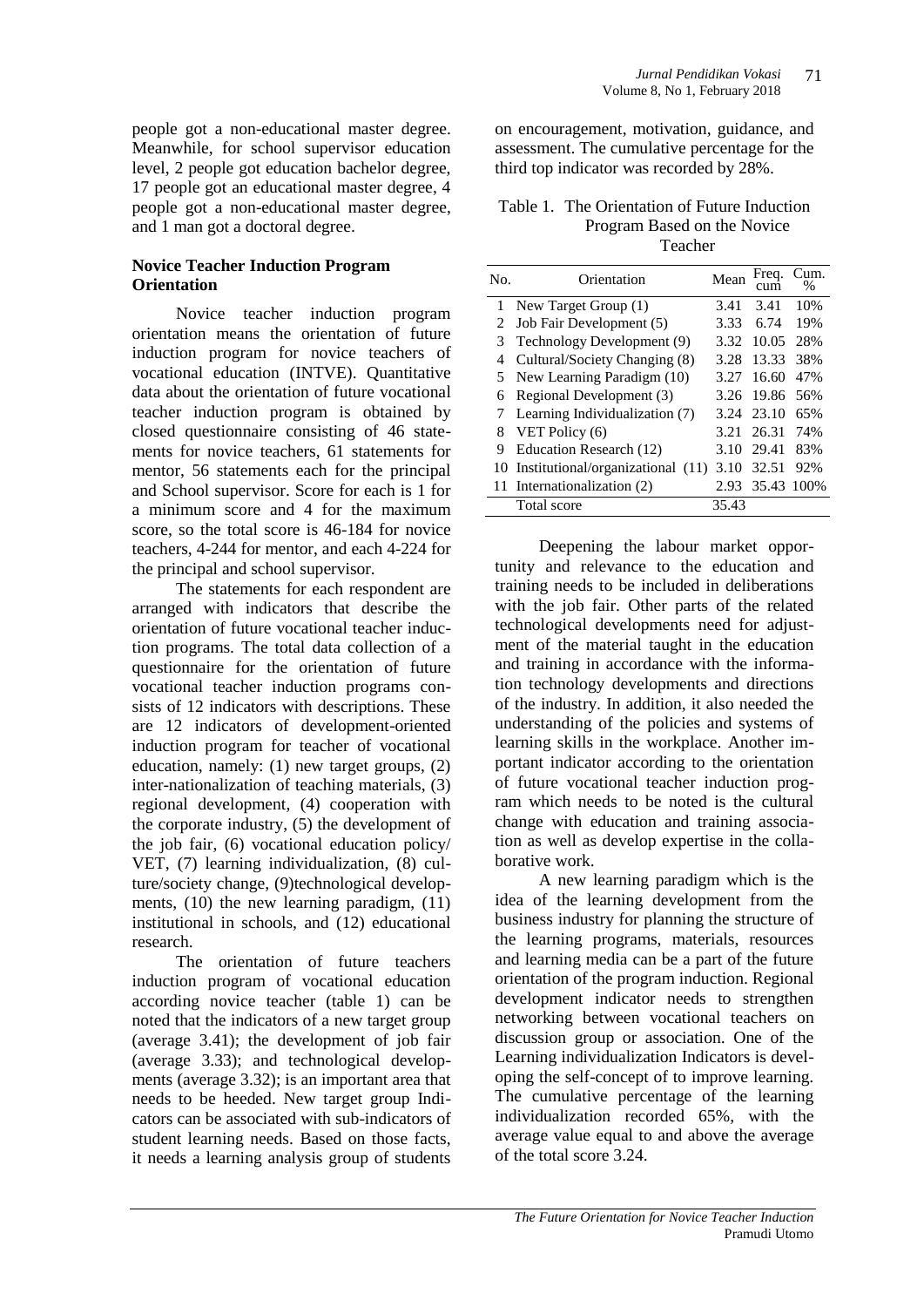people got a non-educational master degree. Meanwhile, for school supervisor education level, 2 people got education bachelor degree, 17 people got an educational master degree, 4 people got a non-educational master degree, and 1 man got a doctoral degree.

### Novice Teacher Induction Program Orientation

Novice teacher induction program orientation means the orientation of future induction program for novice teachers of vocational education (INTVE). Quantitative data about the orientation of future vocational teacher induction program is obtained by closed questionnaire consisting of 46 statements for novice teachers, 61 statements for mentor, 56 statements each for the principal and School supervisor. Score for each is 1 for a minimum score and 4 for the maximum score, so the total score is 46-184 for novice teachers, 4-244 for mentor, and each 4-224 for the principal and school supervisor.

The statements for each respondent are arranged with indicators that describe the orientation of future vocational teacher induction programs. The total data collection of a questionnaire for the orientation of future vocational teacher induction programs consists of 12 indicators with descriptions. These are 12 indicators of development-oriented induction program for teacher of vocational education, namely: (1) new target groups, (2) inter-nationalization of teaching materials, (3) regional development, (4) cooperation with the corporate industry, (5) the development of the job fair, (6) vocational education policy/ VET, (7) learning individualization, (8) culture/society change, (9)technological developments, (10) the new learning paradigm, (11) institutional in schools, and (12) educational research.

The orientation of future teachers induction program of vocational education according novice teacher (table 1) can be noted that the indicators of a new target group (average 3.41); the development of job fair (average 3.33); and technological developments (average 3.32); is an important area that needs to be heeded. New target group Indicators can be associated with sub-indicators of student learning needs. Based on those facts, it needs a learning analysis group of students on encouragement, motivation, guidance, and assessment. The cumulative percentage for the third top indicator was recorded by 28%.

Table 1. The Orientation of Future Induction Program Based on the Novice Teacher

| No. | Orientation | Mean | Freq. cum | Cum. % |
|---|---|---|---|---|
| 1 | New Target Group (1) | 3.41 | 3.41 | 10% |
| 2 | Job Fair Development (5) | 3.33 | 6.74 | 19% |
| 3 | Technology Development (9) | 3.32 | 10.05 | 28% |
| 4 | Cultural/Society Changing (8) | 3.28 | 13.33 | 38% |
| 5 | New Learning Paradigm (10) | 3.27 | 16.60 | 47% |
| 6 | Regional Development (3) | 3.26 | 19.86 | 56% |
| 7 | Learning Individualization (7) | 3.24 | 23.10 | 65% |
| 8 | VET Policy (6) | 3.21 | 26.31 | 74% |
| 9 | Education Research (12) | 3.10 | 29.41 | 83% |
| 10 | Institutional/organizational (11) | 3.10 | 32.51 | 92% |
| 11 | Internationalization (2) | 2.93 | 35.43 | 100% |
| | Total score | 35.43 | | |

Deepening the labour market opportunity and relevance to the education and training needs to be included in deliberations with the job fair. Other parts of the related technological developments need for adjustment of the material taught in the education and training in accordance with the information technology developments and directions of the industry. In addition, it also needed the understanding of the policies and systems of learning skills in the workplace. Another important indicator according to the orientation of future vocational teacher induction program which needs to be noted is the cultural change with education and training association as well as develop expertise in the collaborative work.

A new learning paradigm which is the idea of the learning development from the business industry for planning the structure of the learning programs, materials, resources and learning media can be a part of the future orientation of the program induction. Regional development indicator needs to strengthen networking between vocational teachers on discussion group or association. One of the Learning individualization Indicators is developing the self-concept of to improve learning. The cumulative percentage of the learning individualization recorded 65%, with the average value equal to and above the average of the total score 3.24.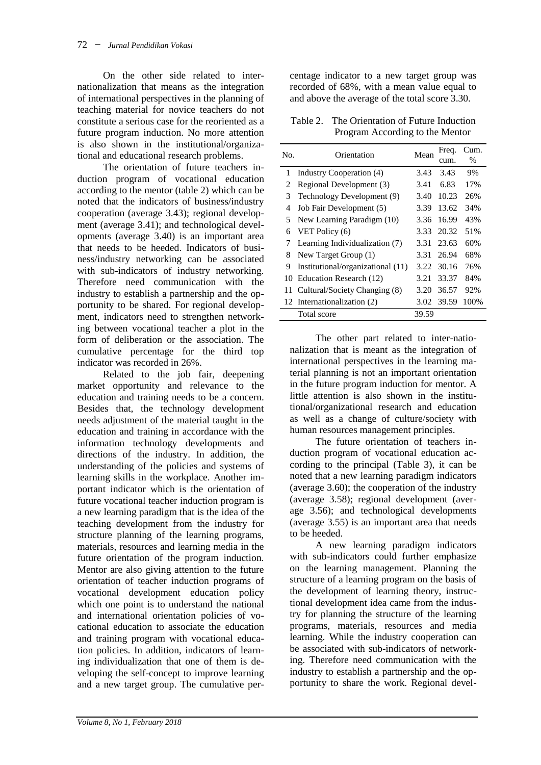On the other side related to internationalization that means as the integration of international perspectives in the planning of teaching material for novice teachers do not constitute a serious case for the reoriented as a future program induction. No more attention is also shown in the institutional/organizational and educational research problems.

The orientation of future teachers induction program of vocational education according to the mentor (table 2) which can be noted that the indicators of business/industry cooperation (average 3.43); regional development (average 3.41); and technological developments (average 3.40) is an important area that needs to be heeded. Indicators of business/industry networking can be associated with sub-indicators of industry networking. Therefore need communication with the industry to establish a partnership and the opportunity to be shared. For regional development, indicators need to strengthen networking between vocational teacher a plot in the form of deliberation or the association. The cumulative percentage for the third top indicator was recorded in 26%.

Related to the job fair, deepening market opportunity and relevance to the education and training needs to be a concern. Besides that, the technology development needs adjustment of the material taught in the education and training in accordance with the information technology developments and directions of the industry. In addition, the understanding of the policies and systems of learning skills in the workplace. Another important indicator which is the orientation of future vocational teacher induction program is a new learning paradigm that is the idea of the teaching development from the industry for structure planning of the learning programs, materials, resources and learning media in the future orientation of the program induction. Mentor are also giving attention to the future orientation of teacher induction programs of vocational development education policy which one point is to understand the national and international orientation policies of vocational education to associate the education and training program with vocational education policies. In addition, indicators of learning individualization that one of them is developing the self-concept to improve learning and a new target group. The cumulative percentage indicator to a new target group was recorded of 68%, with a mean value equal to and above the average of the total score 3.30.

Table 2. The Orientation of Future Induction Program According to the Mentor

| No. | Orientation | Mean | Freq. cum. | Cum. % |
|---|---|---|---|---|
| 1 | Industry Cooperation (4) | 3.43 | 3.43 | 9% |
| 2 | Regional Development (3) | 3.41 | 6.83 | 17% |
| 3 | Technology Development (9) | 3.40 | 10.23 | 26% |
| 4 | Job Fair Development (5) | 3.39 | 13.62 | 34% |
| 5 | New Learning Paradigm (10) | 3.36 | 16.99 | 43% |
| 6 | VET Policy (6) | 3.33 | 20.32 | 51% |
| 7 | Learning Individualization (7) | 3.31 | 23.63 | 60% |
| 8 | New Target Group (1) | 3.31 | 26.94 | 68% |
| 9 | Institutional/organizational (11) | 3.22 | 30.16 | 76% |
| 10 | Education Research (12) | 3.21 | 33.37 | 84% |
| 11 | Cultural/Society Changing (8) | 3.20 | 36.57 | 92% |
| 12 | Internationalization (2) | 3.02 | 39.59 | 100% |
| | Total score | 39.59 | | |

The other part related to inter-nationalization that is meant as the integration of international perspectives in the learning material planning is not an important orientation in the future program induction for mentor. A little attention is also shown in the institutional/organizational research and education as well as a change of culture/society with human resources management principles.

The future orientation of teachers induction program of vocational education according to the principal (Table 3), it can be noted that a new learning paradigm indicators (average 3.60); the cooperation of the industry (average 3.58); regional development (average 3.56); and technological developments (average 3.55) is an important area that needs to be heeded.

A new learning paradigm indicators with sub-indicators could further emphasize on the learning management. Planning the structure of a learning program on the basis of the development of learning theory, instructional development idea came from the industry for planning the structure of the learning programs, materials, resources and media learning. While the industry cooperation can be associated with sub-indicators of networking. Therefore need communication with the industry to establish a partnership and the opportunity to share the work. Regional devel-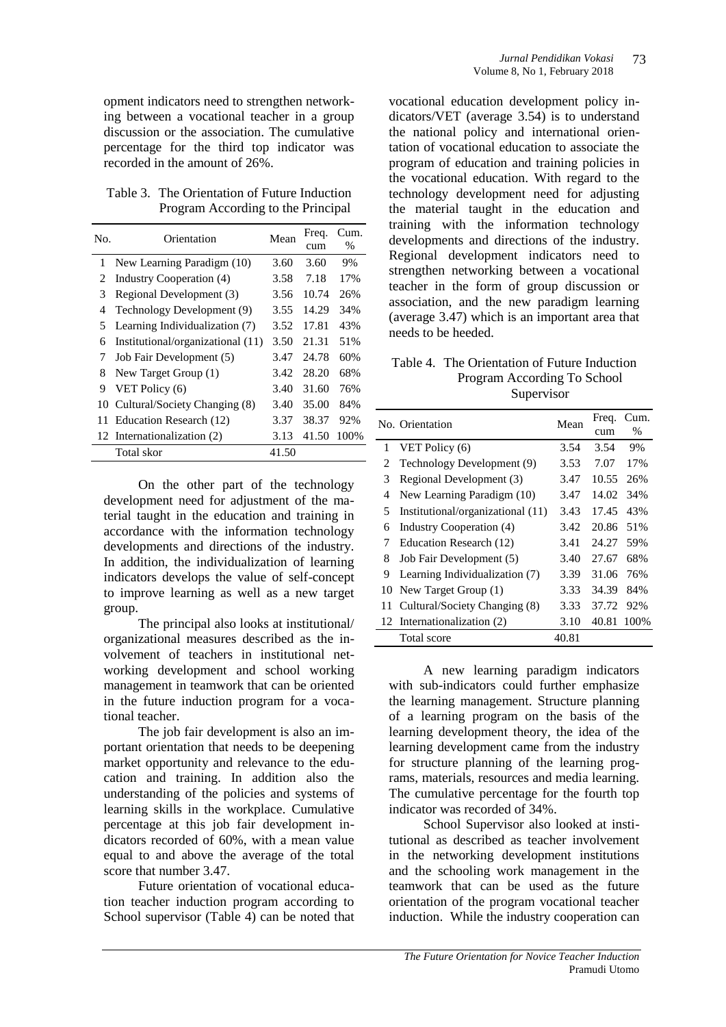opment indicators need to strengthen networking between a vocational teacher in a group discussion or the association. The cumulative percentage for the third top indicator was recorded in the amount of 26%.

Table 3. The Orientation of Future Induction Program According to the Principal

| No. | Orientation | Mean | Freq. cum | Cum. % |
|---|---|---|---|---|
| 1 | New Learning Paradigm (10) | 3.60 | 3.60 | 9% |
| 2 | Industry Cooperation (4) | 3.58 | 7.18 | 17% |
| 3 | Regional Development (3) | 3.56 | 10.74 | 26% |
| 4 | Technology Development (9) | 3.55 | 14.29 | 34% |
| 5 | Learning Individualization (7) | 3.52 | 17.81 | 43% |
| 6 | Institutional/organizational (11) | 3.50 | 21.31 | 51% |
| 7 | Job Fair Development (5) | 3.47 | 24.78 | 60% |
| 8 | New Target Group (1) | 3.42 | 28.20 | 68% |
| 9 | VET Policy (6) | 3.40 | 31.60 | 76% |
| 10 | Cultural/Society Changing (8) | 3.40 | 35.00 | 84% |
| 11 | Education Research (12) | 3.37 | 38.37 | 92% |
| 12 | Internationalization (2) | 3.13 | 41.50 | 100% |
| | Total skor | 41.50 | | |

On the other part of the technology development need for adjustment of the material taught in the education and training in accordance with the information technology developments and directions of the industry. In addition, the individualization of learning indicators develops the value of self-concept to improve learning as well as a new target group.

The principal also looks at institutional/ organizational measures described as the involvement of teachers in institutional networking development and school working management in teamwork that can be oriented in the future induction program for a vocational teacher.

The job fair development is also an important orientation that needs to be deepening market opportunity and relevance to the education and training. In addition also the understanding of the policies and systems of learning skills in the workplace. Cumulative percentage at this job fair development indicators recorded of 60%, with a mean value equal to and above the average of the total score that number 3.47.

Future orientation of vocational education teacher induction program according to School supervisor (Table 4) can be noted that vocational education development policy indicators/VET (average 3.54) is to understand the national policy and international orientation of vocational education to associate the program of education and training policies in the vocational education. With regard to the technology development need for adjusting the material taught in the education and training with the information technology developments and directions of the industry. Regional development indicators need to strengthen networking between a vocational teacher in the form of group discussion or association, and the new paradigm learning (average 3.47) which is an important area that needs to be heeded.

Table 4. The Orientation of Future Induction Program According To School Supervisor

| No. | Orientation | Mean | Freq. cum | Cum. % |
|---|---|---|---|---|
| 1 | VET Policy (6) | 3.54 | 3.54 | 9% |
| 2 | Technology Development (9) | 3.53 | 7.07 | 17% |
| 3 | Regional Development (3) | 3.47 | 10.55 | 26% |
| 4 | New Learning Paradigm (10) | 3.47 | 14.02 | 34% |
| 5 | Institutional/organizational (11) | 3.43 | 17.45 | 43% |
| 6 | Industry Cooperation (4) | 3.42 | 20.86 | 51% |
| 7 | Education Research (12) | 3.41 | 24.27 | 59% |
| 8 | Job Fair Development (5) | 3.40 | 27.67 | 68% |
| 9 | Learning Individualization (7) | 3.39 | 31.06 | 76% |
| 10 | New Target Group (1) | 3.33 | 34.39 | 84% |
| 11 | Cultural/Society Changing (8) | 3.33 | 37.72 | 92% |
| 12 | Internationalization (2) | 3.10 | 40.81 | 100% |
| | Total score | 40.81 | | |

A new learning paradigm indicators with sub-indicators could further emphasize the learning management. Structure planning of a learning program on the basis of the learning development theory, the idea of the learning development came from the industry for structure planning of the learning programs, materials, resources and media learning. The cumulative percentage for the fourth top indicator was recorded of 34%.

School Supervisor also looked at institutional as described as teacher involvement in the networking development institutions and the schooling work management in the teamwork that can be used as the future orientation of the program vocational teacher induction. While the industry cooperation can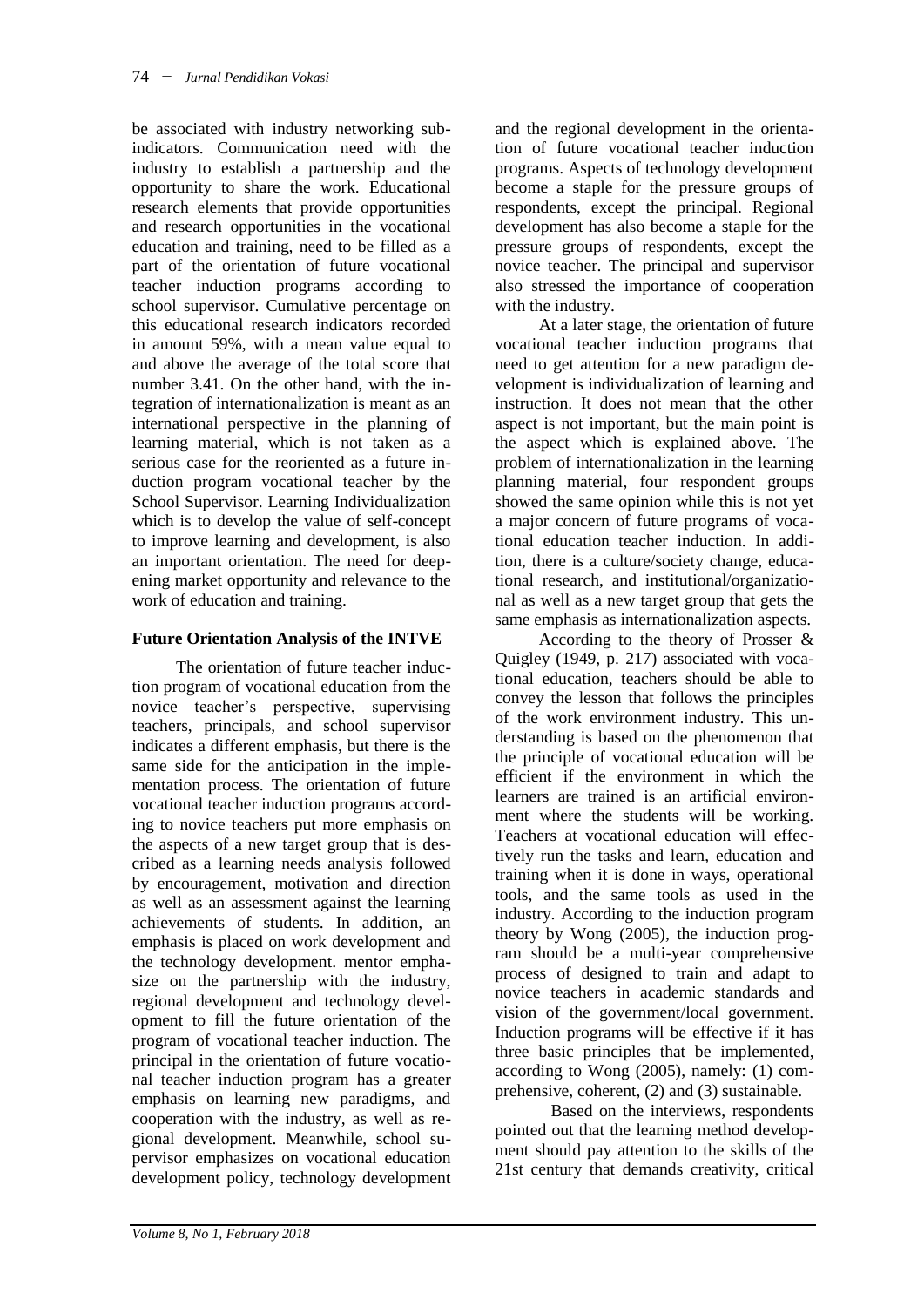be associated with industry networking sub-indicators. Communication need with the industry to establish a partnership and the opportunity to share the work. Educational research elements that provide opportunities and research opportunities in the vocational education and training, need to be filled as a part of the orientation of future vocational teacher induction programs according to school supervisor. Cumulative percentage on this educational research indicators recorded in amount 59%, with a mean value equal to and above the average of the total score that number 3.41. On the other hand, with the integration of internationalization is meant as an international perspective in the planning of learning material, which is not taken as a serious case for the reoriented as a future induction program vocational teacher by the School Supervisor. Learning Individualization which is to develop the value of self-concept to improve learning and development, is also an important orientation. The need for deepening market opportunity and relevance to the work of education and training.

## Future Orientation Analysis of the INTVE

The orientation of future teacher induction program of vocational education from the novice teacher's perspective, supervising teachers, principals, and school supervisor indicates a different emphasis, but there is the same side for the anticipation in the implementation process. The orientation of future vocational teacher induction programs according to novice teachers put more emphasis on the aspects of a new target group that is described as a learning needs analysis followed by encouragement, motivation and direction as well as an assessment against the learning achievements of students. In addition, an emphasis is placed on work development and the technology development. mentor emphasize on the partnership with the industry, regional development and technology development to fill the future orientation of the program of vocational teacher induction. The principal in the orientation of future vocational teacher induction program has a greater emphasis on learning new paradigms, and cooperation with the industry, as well as regional development. Meanwhile, school supervisor emphasizes on vocational education development policy, technology development and the regional development in the orientation of future vocational teacher induction programs. Aspects of technology development become a staple for the pressure groups of respondents, except the principal. Regional development has also become a staple for the pressure groups of respondents, except the novice teacher. The principal and supervisor also stressed the importance of cooperation with the industry.

At a later stage, the orientation of future vocational teacher induction programs that need to get attention for a new paradigm development is individualization of learning and instruction. It does not mean that the other aspect is not important, but the main point is the aspect which is explained above. The problem of internationalization in the learning planning material, four respondent groups showed the same opinion while this is not yet a major concern of future programs of vocational education teacher induction. In addition, there is a culture/society change, educational research, and institutional/organizational as well as a new target group that gets the same emphasis as internationalization aspects.

According to the theory of Prosser & Quigley (1949, p. 217) associated with vocational education, teachers should be able to convey the lesson that follows the principles of the work environment industry. This understanding is based on the phenomenon that the principle of vocational education will be efficient if the environment in which the learners are trained is an artificial environment where the students will be working. Teachers at vocational education will effectively run the tasks and learn, education and training when it is done in ways, operational tools, and the same tools as used in the industry. According to the induction program theory by Wong (2005), the induction program should be a multi-year comprehensive process of designed to train and adapt to novice teachers in academic standards and vision of the government/local government. Induction programs will be effective if it has three basic principles that be implemented, according to Wong (2005), namely: (1) comprehensive, coherent, (2) and (3) sustainable.

Based on the interviews, respondents pointed out that the learning method development should pay attention to the skills of the 21st century that demands creativity, critical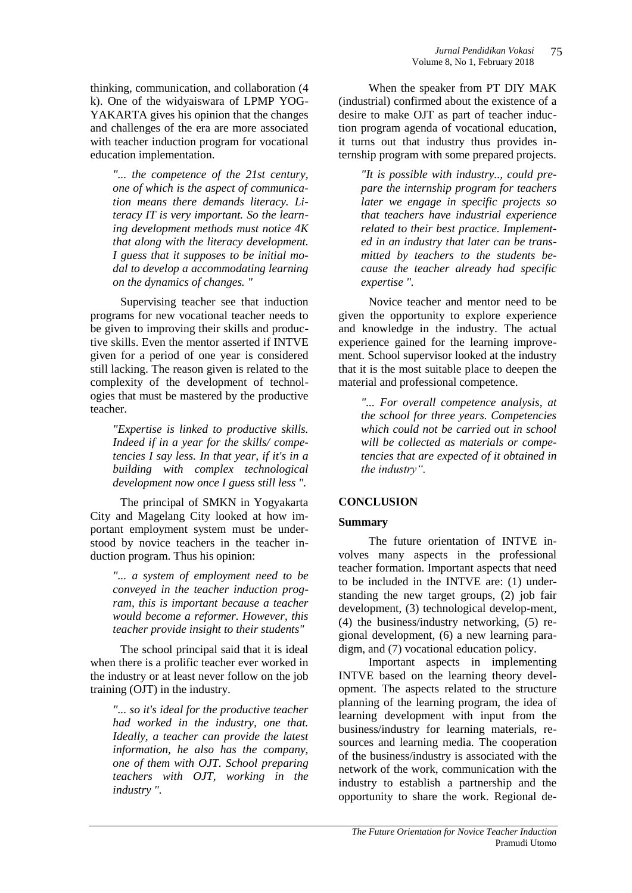thinking, communication, and collaboration (4 k). One of the widyaiswara of LPMP YOGYAKARTA gives his opinion that the changes and challenges of the era are more associated with teacher induction program for vocational education implementation.

> *"... the competence of the 21st century, one of which is the aspect of communication means there demands literacy. Literacy IT is very important. So the learning development methods must notice 4K that along with the literacy development. I guess that it supposes to be initial modal to develop a accommodating learning on the dynamics of changes. "*

Supervising teacher see that induction programs for new vocational teacher needs to be given to improving their skills and productive skills. Even the mentor asserted if INTVE given for a period of one year is considered still lacking. The reason given is related to the complexity of the development of technologies that must be mastered by the productive teacher.

> *"Expertise is linked to productive skills. Indeed if in a year for the skills/ competencies I say less. In that year, if it's in a building with complex technological development now once I guess still less ".*

The principal of SMKN in Yogyakarta City and Magelang City looked at how important employment system must be understood by novice teachers in the teacher induction program. Thus his opinion:

> *"... a system of employment need to be conveyed in the teacher induction program, this is important because a teacher would become a reformer. However, this teacher provide insight to their students"*

The school principal said that it is ideal when there is a prolific teacher ever worked in the industry or at least never follow on the job training (OJT) in the industry.

> *"... so it's ideal for the productive teacher had worked in the industry, one that. Ideally, a teacher can provide the latest information, he also has the company, one of them with OJT. School preparing teachers with OJT, working in the industry ".*

When the speaker from PT DIY MAK (industrial) confirmed about the existence of a desire to make OJT as part of teacher induction program agenda of vocational education, it turns out that industry thus provides internship program with some prepared projects.

> *"It is possible with industry.., could prepare the internship program for teachers later we engage in specific projects so that teachers have industrial experience related to their best practice. Implemented in an industry that later can be transmitted by teachers to the students because the teacher already had specific expertise ".*

Novice teacher and mentor need to be given the opportunity to explore experience and knowledge in the industry. The actual experience gained for the learning improvement. School supervisor looked at the industry that it is the most suitable place to deepen the material and professional competence.

> *"... For overall competence analysis, at the school for three years. Competencies which could not be carried out in school will be collected as materials or competencies that are expected of it obtained in the industry".*

## CONCLUSION

### Summary

The future orientation of INTVE involves many aspects in the professional teacher formation. Important aspects that need to be included in the INTVE are: (1) understanding the new target groups, (2) job fair development, (3) technological develop-ment, (4) the business/industry networking, (5) regional development, (6) a new learning paradigm, and (7) vocational education policy.

Important aspects in implementing INTVE based on the learning theory development. The aspects related to the structure planning of the learning program, the idea of learning development with input from the business/industry for learning materials, resources and learning media. The cooperation of the business/industry is associated with the network of the work, communication with the industry to establish a partnership and the opportunity to share the work. Regional de-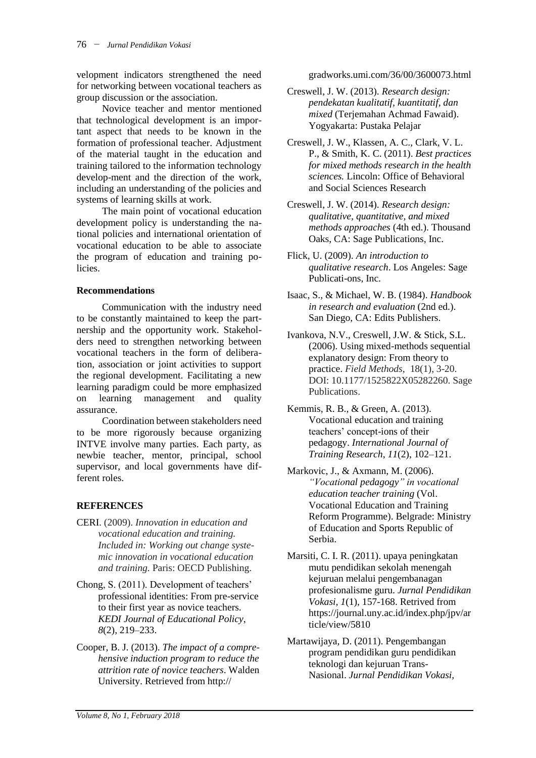velopment indicators strengthened the need for networking between vocational teachers as group discussion or the association.

Novice teacher and mentor mentioned that technological development is an important aspect that needs to be known in the formation of professional teacher. Adjustment of the material taught in the education and training tailored to the information technology develop-ment and the direction of the work, including an understanding of the policies and systems of learning skills at work.

The main point of vocational education development policy is understanding the national policies and international orientation of vocational education to be able to associate the program of education and training policies.

### Recommendations

Communication with the industry need to be constantly maintained to keep the partnership and the opportunity work. Stakeholders need to strengthen networking between vocational teachers in the form of deliberation, association or joint activities to support the regional development. Facilitating a new learning paradigm could be more emphasized on learning management and quality assurance.

Coordination between stakeholders need to be more rigorously because organizing INTVE involve many parties. Each party, as newbie teacher, mentor, principal, school supervisor, and local governments have different roles.

## REFERENCES

CERI. (2009). *Innovation in education and vocational education and training. Included in: Working out change systemic innovation in vocational education and training.* Paris: OECD Publishing.

Chong, S. (2011). Development of teachers' professional identities: From pre-service to their first year as novice teachers. *KEDI Journal of Educational Policy*, *8*(2), 219–233.

Cooper, B. J. (2013). *The impact of a comprehensive induction program to reduce the attrition rate of novice teachers*. Walden University. Retrieved from http://gradworks.umi.com/36/00/3600073.html

Creswell, J. W. (2013). *Research design: pendekatan kualitatif, kuantitatif, dan mixed* (Terjemahan Achmad Fawaid). Yogyakarta: Pustaka Pelajar

Creswell, J. W., Klassen, A. C., Clark, V. L. P., & Smith, K. C. (2011). *Best practices for mixed methods research in the health sciences.* Lincoln: Office of Behavioral and Social Sciences Research

Creswell, J. W. (2014). *Research design: qualitative, quantitative, and mixed methods approaches* (4th ed.). Thousand Oaks, CA: Sage Publications, Inc.

Flick, U. (2009). *An introduction to qualitative research*. Los Angeles: Sage Publicati-ons, Inc.

Isaac, S., & Michael, W. B. (1984). *Handbook in research and evaluation* (2nd ed.). San Diego, CA: Edits Publishers.

Ivankova, N.V., Creswell, J.W. & Stick, S.L. (2006). Using mixed-methods sequential explanatory design: From theory to practice. *Field Methods*, 18(1), 3-20. DOI: 10.1177/1525822X05282260. Sage Publications.

Kemmis, R. B., & Green, A. (2013). Vocational education and training teachers' concept-ions of their pedagogy. *International Journal of Training Research*, *11*(2), 102–121.

Markovic, J., & Axmann, M. (2006). *"Vocational pedagogy" in vocational education teacher training* (Vol. Vocational Education and Training Reform Programme). Belgrade: Ministry of Education and Sports Republic of Serbia.

Marsiti, C. I. R. (2011). upaya peningkatan mutu pendidikan sekolah menengah kejuruan melalui pengembanagan profesionalisme guru. *Jurnal Pendidikan Vokasi, 1*(1), 157-168. Retrived from https://journal.uny.ac.id/index.php/jpv/article/view/5810

Martawijaya, D. (2011). Pengembangan program pendidikan guru pendidikan teknologi dan kejuruan Trans-Nasional. *Jurnal Pendidikan Vokasi,*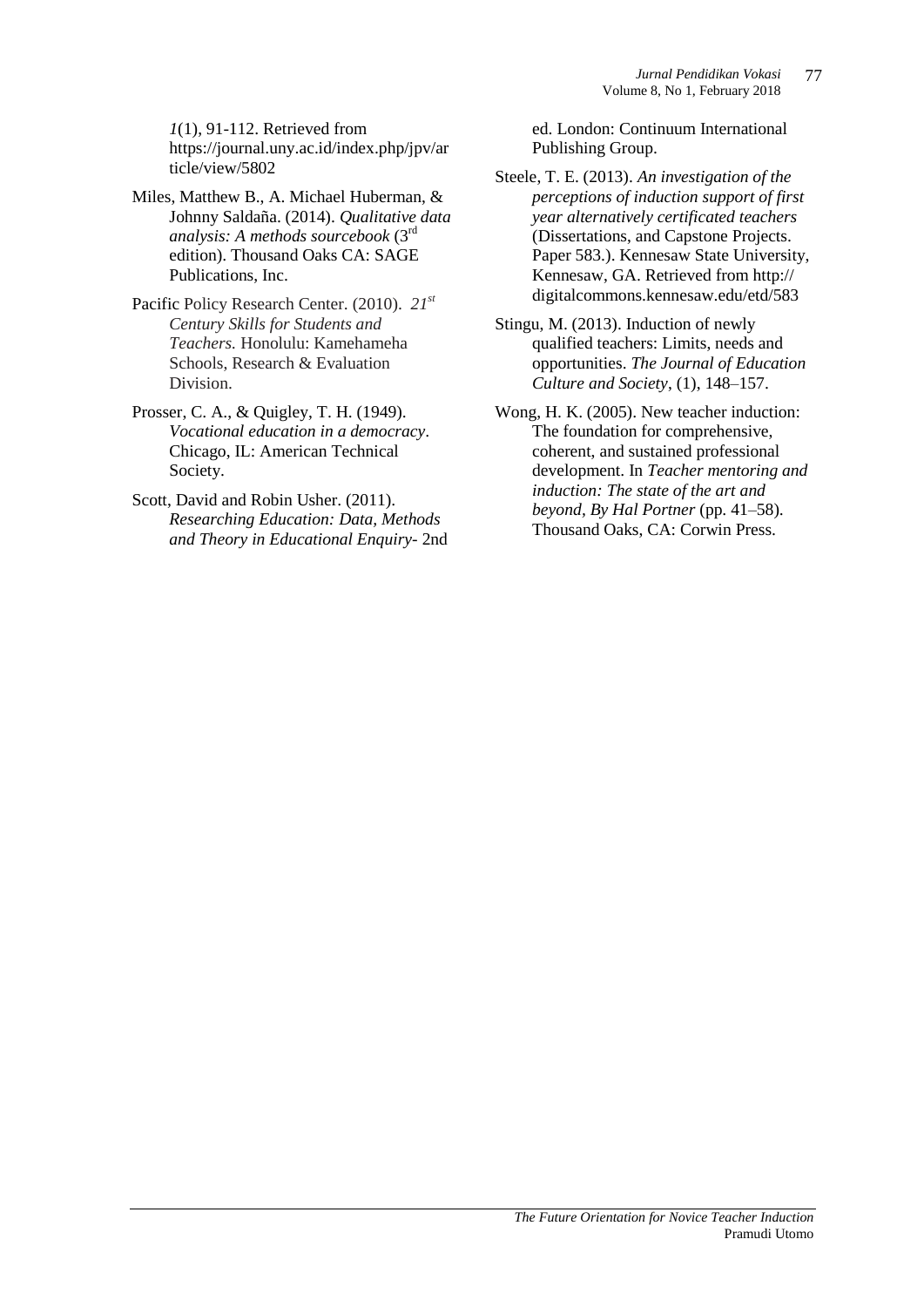*1*(1), 91-112. Retrieved from https://journal.uny.ac.id/index.php/jpv/article/view/5802

Miles, Matthew B., A. Michael Huberman, & Johnny Saldaña. (2014). *Qualitative data analysis: A methods sourcebook* (3rd edition). Thousand Oaks CA: SAGE Publications, Inc.

Pacific Policy Research Center. (2010). *21st Century Skills for Students and Teachers.* Honolulu: Kamehameha Schools, Research & Evaluation Division.

Prosser, C. A., & Quigley, T. H. (1949). *Vocational education in a democracy*. Chicago, IL: American Technical Society.

Scott, David and Robin Usher. (2011). *Researching Education: Data, Methods and Theory in Educational Enquiry-* 2nd ed. London: Continuum International Publishing Group.

Steele, T. E. (2013). *An investigation of the perceptions of induction support of first year alternatively certificated teachers* (Dissertations, and Capstone Projects. Paper 583.). Kennesaw State University, Kennesaw, GA. Retrieved from http:// digitalcommons.kennesaw.edu/etd/583

Stingu, M. (2013). Induction of newly qualified teachers: Limits, needs and opportunities. *The Journal of Education Culture and Society*, (1), 148–157.

Wong, H. K. (2005). New teacher induction: The foundation for comprehensive, coherent, and sustained professional development. In *Teacher mentoring and induction: The state of the art and beyond, By Hal Portner* (pp. 41–58). Thousand Oaks, CA: Corwin Press.